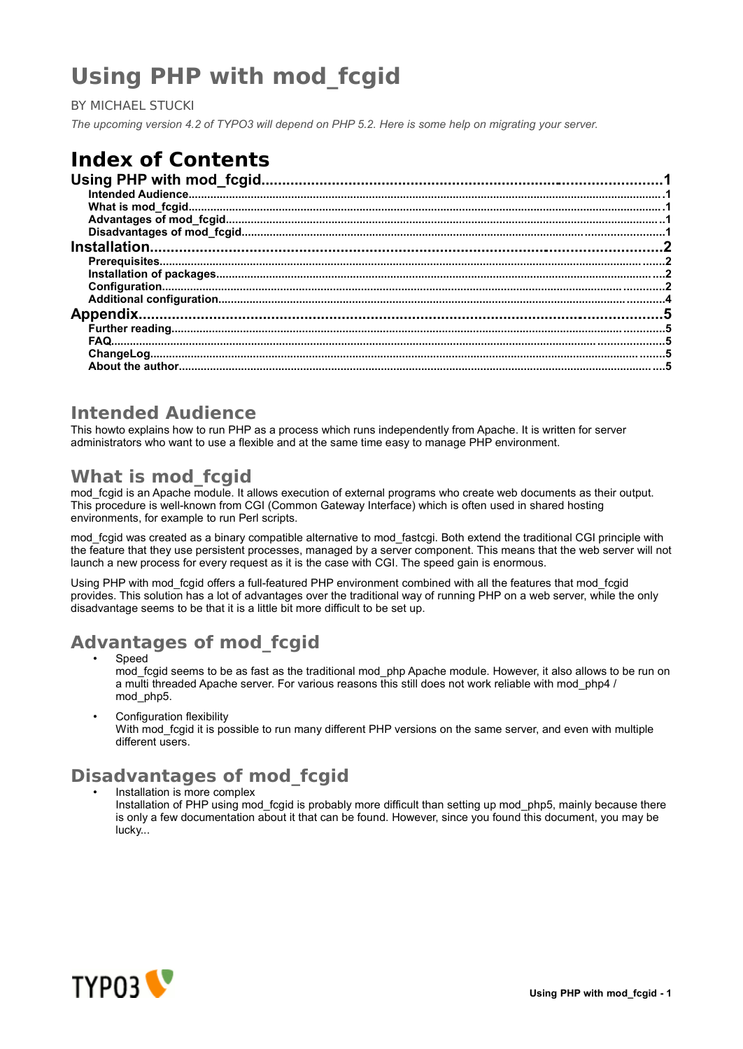# Using PHP with mod_fcgid

BY MICHAEL STUCKI

*The upcoming version 4.2 of TYPO3 will depend on PHP 5.2. Here is some help on migrating your server.*

# Index of Contents

**Using PHP with mod_fcgid**.....1
- **Intended Audience**.....1
- **What is mod_fcgid**.....1
- **Advantages of mod_fcgid**.....1
- **Disadvantages of mod_fcgid**.....1

**Installation**.....2
- **Prerequisites**.....2
- **Installation of packages**.....2
- **Configuration**.....2
- **Additional configuration**.....4

**Appendix**.....5
- **Further reading**.....5
- **FAQ**.....5
- **ChangeLog**.....5
- **About the author**.....5

## Intended Audience

This howto explains how to run PHP as a process which runs independently from Apache. It is written for server administrators who want to use a flexible and at the same time easy to manage PHP environment.

## What is mod_fcgid

mod_fcgid is an Apache module. It allows execution of external programs who create web documents as their output. This procedure is well-known from CGI (Common Gateway Interface) which is often used in shared hosting environments, for example to run Perl scripts.

mod_fcgid was created as a binary compatible alternative to mod_fastcgi. Both extend the traditional CGI principle with the feature that they use persistent processes, managed by a server component. This means that the web server will not launch a new process for every request as it is the case with CGI. The speed gain is enormous.

Using PHP with mod_fcgid offers a full-featured PHP environment combined with all the features that mod_fcgid provides. This solution has a lot of advantages over the traditional way of running PHP on a web server, while the only disadvantage seems to be that it is a little bit more difficult to be set up.

## Advantages of mod_fcgid

- Speed
  mod_fcgid seems to be as fast as the traditional mod_php Apache module. However, it also allows to be run on a multi threaded Apache server. For various reasons this still does not work reliable with mod_php4 / mod_php5.
- Configuration flexibility
  With mod_fcgid it is possible to run many different PHP versions on the same server, and even with multiple different users.

## Disadvantages of mod_fcgid

- Installation is more complex
  Installation of PHP using mod_fcgid is probably more difficult than setting up mod_php5, mainly because there is only a few documentation about it that can be found. However, since you found this document, you may be lucky...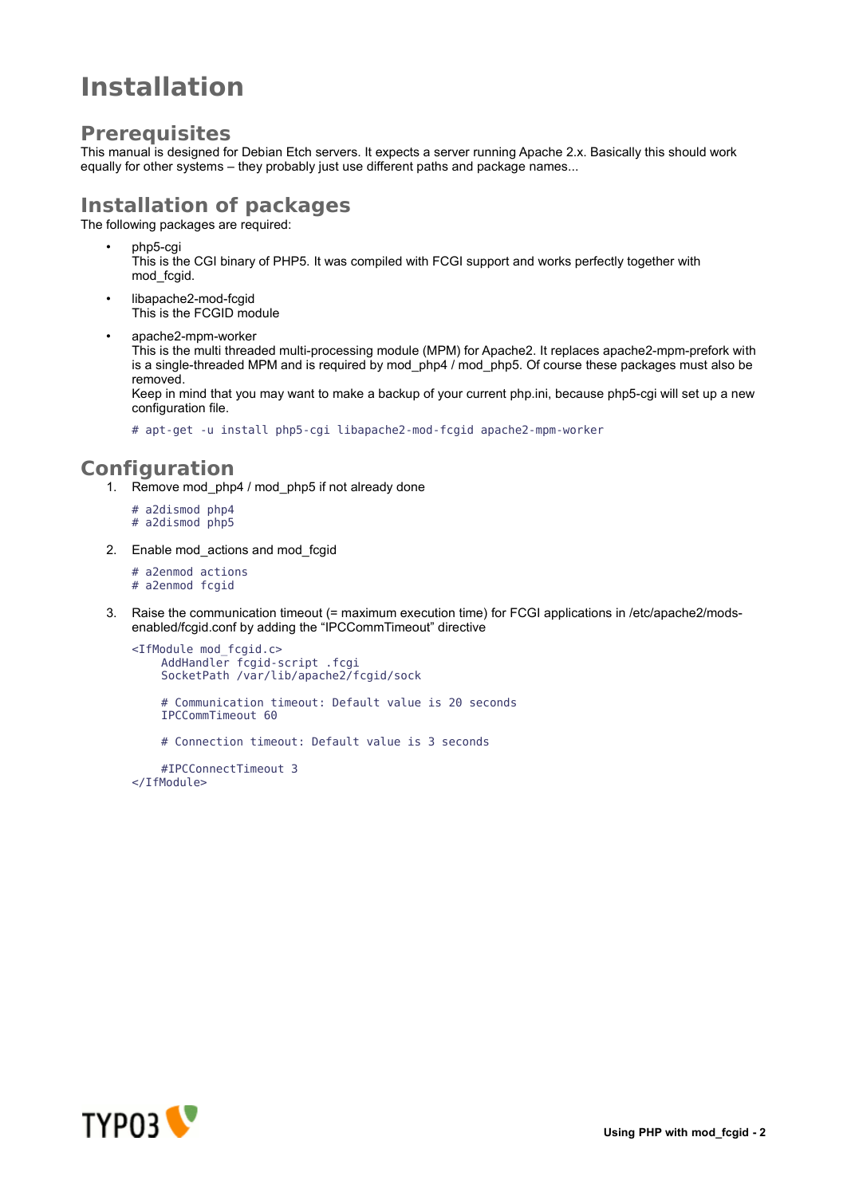# Installation

## Prerequisites

This manual is designed for Debian Etch servers. It expects a server running Apache 2.x. Basically this should work equally for other systems – they probably just use different paths and package names...

## Installation of packages

The following packages are required:

- php5-cgi
  This is the CGI binary of PHP5. It was compiled with FCGI support and works perfectly together with mod_fcgid.
- libapache2-mod-fcgid
  This is the FCGID module
- apache2-mpm-worker
  This is the multi threaded multi-processing module (MPM) for Apache2. It replaces apache2-mpm-prefork with is a single-threaded MPM and is required by mod_php4 / mod_php5. Of course these packages must also be removed.
  Keep in mind that you may want to make a backup of your current php.ini, because php5-cgi will set up a new configuration file.

  ```
  # apt-get -u install php5-cgi libapache2-mod-fcgid apache2-mpm-worker
  ```

## Configuration

1. Remove mod_php4 / mod_php5 if not already done

   ```
   # a2dismod php4
   # a2dismod php5
   ```

2. Enable mod_actions and mod_fcgid

   ```
   # a2enmod actions
   # a2enmod fcgid
   ```

3. Raise the communication timeout (= maximum execution time) for FCGI applications in /etc/apache2/mods-enabled/fcgid.conf by adding the "IPCCommTimeout" directive

   ```
   <IfModule mod_fcgid.c>
       AddHandler fcgid-script .fcgi
       SocketPath /var/lib/apache2/fcgid/sock

       # Communication timeout: Default value is 20 seconds
       IPCCommTimeout 60

       # Connection timeout: Default value is 3 seconds

       #IPCConnectTimeout 3
   </IfModule>
   ```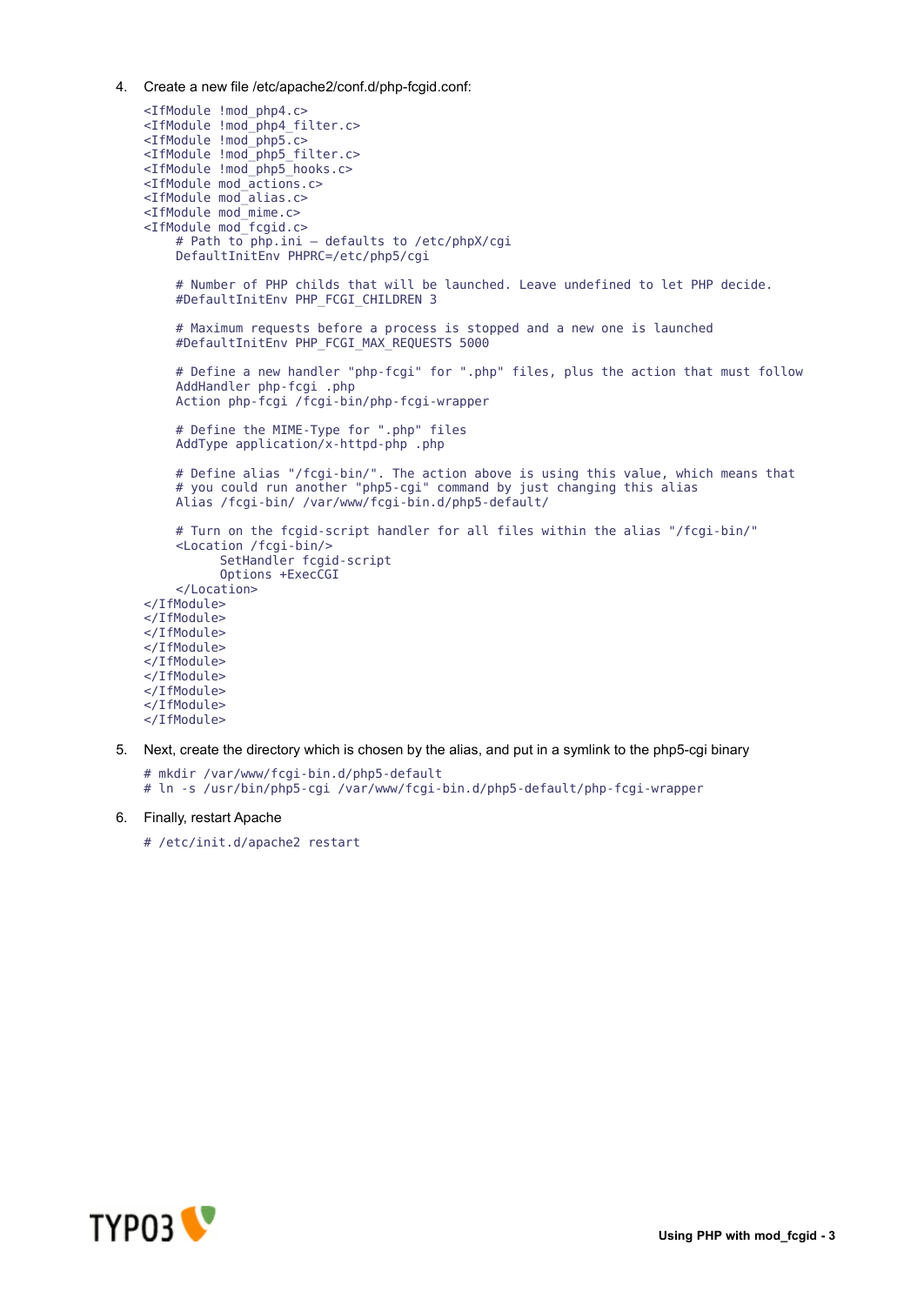4. Create a new file /etc/apache2/conf.d/php-fcgid.conf:

```
<IfModule !mod_php4.c>
<IfModule !mod_php4_filter.c>
<IfModule !mod_php5.c>
<IfModule !mod_php5_filter.c>
<IfModule !mod_php5_hooks.c>
<IfModule mod_actions.c>
<IfModule mod_alias.c>
<IfModule mod_mime.c>
<IfModule mod_fcgid.c>
    # Path to php.ini – defaults to /etc/phpX/cgi
    DefaultInitEnv PHPRC=/etc/php5/cgi

    # Number of PHP childs that will be launched. Leave undefined to let PHP decide.
    #DefaultInitEnv PHP_FCGI_CHILDREN 3

    # Maximum requests before a process is stopped and a new one is launched
    #DefaultInitEnv PHP_FCGI_MAX_REQUESTS 5000

    # Define a new handler "php-fcgi" for ".php" files, plus the action that must follow
    AddHandler php-fcgi .php
    Action php-fcgi /fcgi-bin/php-fcgi-wrapper

    # Define the MIME-Type for ".php" files
    AddType application/x-httpd-php .php

    # Define alias "/fcgi-bin/". The action above is using this value, which means that
    # you could run another "php5-cgi" command by just changing this alias
    Alias /fcgi-bin/ /var/www/fcgi-bin.d/php5-default/

    # Turn on the fcgid-script handler for all files within the alias "/fcgi-bin/"
    <Location /fcgi-bin/>
          SetHandler fcgid-script
          Options +ExecCGI
    </Location>
</IfModule>
</IfModule>
</IfModule>
</IfModule>
</IfModule>
</IfModule>
</IfModule>
</IfModule>
</IfModule>
```

5. Next, create the directory which is chosen by the alias, and put in a symlink to the php5-cgi binary

```
# mkdir /var/www/fcgi-bin.d/php5-default
# ln -s /usr/bin/php5-cgi /var/www/fcgi-bin.d/php5-default/php-fcgi-wrapper
```

6. Finally, restart Apache

```
# /etc/init.d/apache2 restart
```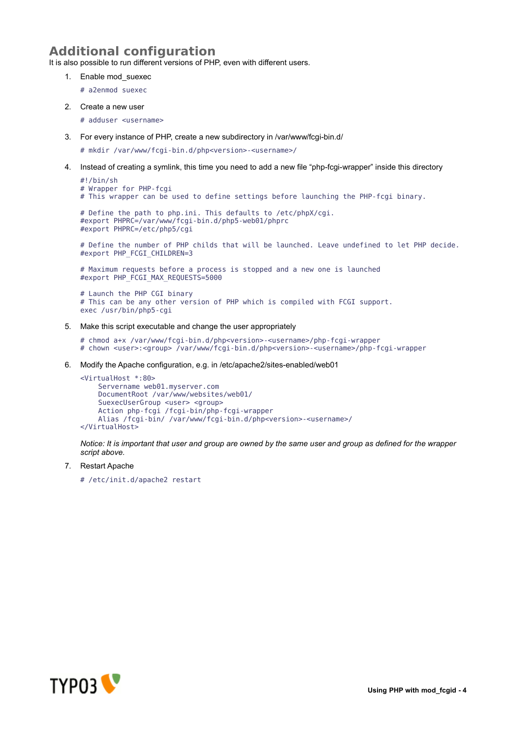## Additional configuration

It is also possible to run different versions of PHP, even with different users.

1. Enable mod_suexec

   ```
   # a2enmod suexec
   ```

2. Create a new user

   ```
   # adduser <username>
   ```

3. For every instance of PHP, create a new subdirectory in /var/www/fcgi-bin.d/

   ```
   # mkdir /var/www/fcgi-bin.d/php<version>-<username>/
   ```

4. Instead of creating a symlink, this time you need to add a new file "php-fcgi-wrapper" inside this directory

   ```
   #!/bin/sh
   # Wrapper for PHP-fcgi
   # This wrapper can be used to define settings before launching the PHP-fcgi binary.

   # Define the path to php.ini. This defaults to /etc/phpX/cgi.
   #export PHPRC=/var/www/fcgi-bin.d/php5-web01/phprc
   #export PHPRC=/etc/php5/cgi

   # Define the number of PHP childs that will be launched. Leave undefined to let PHP decide.
   #export PHP_FCGI_CHILDREN=3

   # Maximum requests before a process is stopped and a new one is launched
   #export PHP_FCGI_MAX_REQUESTS=5000

   # Launch the PHP CGI binary
   # This can be any other version of PHP which is compiled with FCGI support.
   exec /usr/bin/php5-cgi
   ```

5. Make this script executable and change the user appropriately

   ```
   # chmod a+x /var/www/fcgi-bin.d/php<version>-<username>/php-fcgi-wrapper
   # chown <user>:<group> /var/www/fcgi-bin.d/php<version>-<username>/php-fcgi-wrapper
   ```

6. Modify the Apache configuration, e.g. in /etc/apache2/sites-enabled/web01

   ```
   <VirtualHost *:80>
        Servername web01.myserver.com
        DocumentRoot /var/www/websites/web01/
        SuexecUserGroup <user> <group>
        Action php-fcgi /fcgi-bin/php-fcgi-wrapper
        Alias /fcgi-bin/ /var/www/fcgi-bin.d/php<version>-<username>/
   </VirtualHost>
   ```

   *Notice: It is important that user and group are owned by the same user and group as defined for the wrapper script above.*

7. Restart Apache

   ```
   # /etc/init.d/apache2 restart
   ```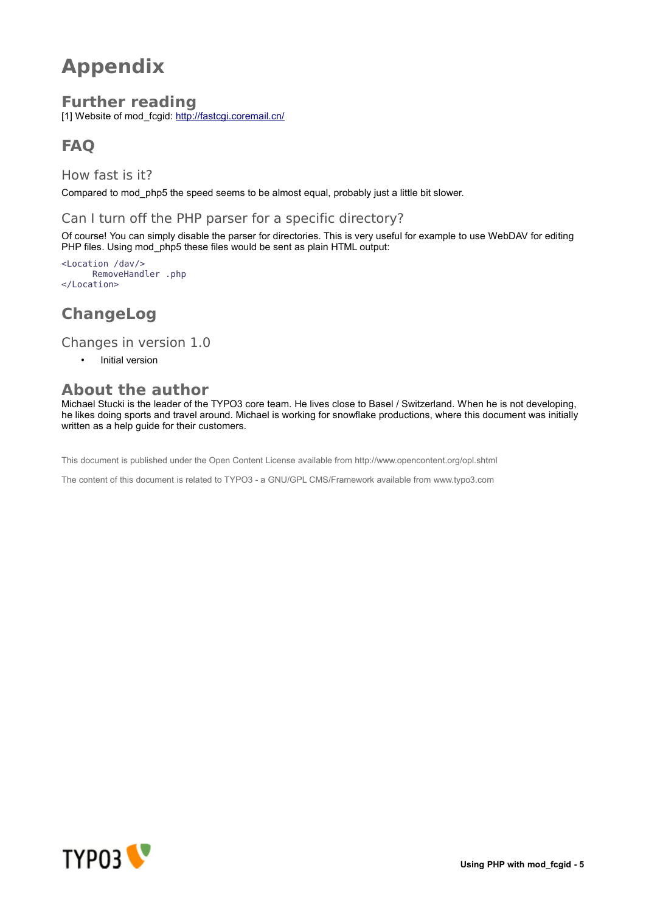# Appendix

## Further reading

[1] Website of mod_fcgid: http://fastcgi.coremail.cn/

## FAQ

### How fast is it?

Compared to mod_php5 the speed seems to be almost equal, probably just a little bit slower.

### Can I turn off the PHP parser for a specific directory?

Of course! You can simply disable the parser for directories. This is very useful for example to use WebDAV for editing PHP files. Using mod_php5 these files would be sent as plain HTML output:

```
<Location /dav/>
      RemoveHandler .php
</Location>
```

## ChangeLog

### Changes in version 1.0

- Initial version

## About the author

Michael Stucki is the leader of the TYPO3 core team. He lives close to Basel / Switzerland. When he is not developing, he likes doing sports and travel around. Michael is working for snowflake productions, where this document was initially written as a help guide for their customers.

This document is published under the Open Content License available from http://www.opencontent.org/opl.shtml

The content of this document is related to TYPO3 - a GNU/GPL CMS/Framework available from www.typo3.com